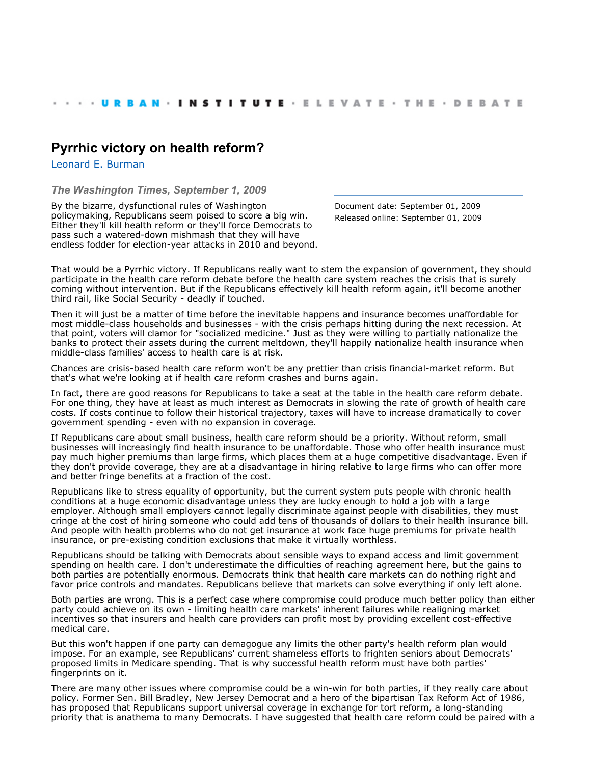· · · · URBAN · INSTITUTE · ELEVATE · THE · DEBATE

# Pyrrhic victory on health reform?

Leonard E. Burman

***The Washington Times, September 1, 2009***

Document date: September 01, 2009
Released online: September 01, 2009

By the bizarre, dysfunctional rules of Washington policymaking, Republicans seem poised to score a big win. Either they'll kill health reform or they'll force Democrats to pass such a watered-down mishmash that they will have endless fodder for election-year attacks in 2010 and beyond.

That would be a Pyrrhic victory. If Republicans really want to stem the expansion of government, they should participate in the health care reform debate before the health care system reaches the crisis that is surely coming without intervention. But if the Republicans effectively kill health reform again, it'll become another third rail, like Social Security - deadly if touched.

Then it will just be a matter of time before the inevitable happens and insurance becomes unaffordable for most middle-class households and businesses - with the crisis perhaps hitting during the next recession. At that point, voters will clamor for "socialized medicine." Just as they were willing to partially nationalize the banks to protect their assets during the current meltdown, they'll happily nationalize health insurance when middle-class families' access to health care is at risk.

Chances are crisis-based health care reform won't be any prettier than crisis financial-market reform. But that's what we're looking at if health care reform crashes and burns again.

In fact, there are good reasons for Republicans to take a seat at the table in the health care reform debate. For one thing, they have at least as much interest as Democrats in slowing the rate of growth of health care costs. If costs continue to follow their historical trajectory, taxes will have to increase dramatically to cover government spending - even with no expansion in coverage.

If Republicans care about small business, health care reform should be a priority. Without reform, small businesses will increasingly find health insurance to be unaffordable. Those who offer health insurance must pay much higher premiums than large firms, which places them at a huge competitive disadvantage. Even if they don't provide coverage, they are at a disadvantage in hiring relative to large firms who can offer more and better fringe benefits at a fraction of the cost.

Republicans like to stress equality of opportunity, but the current system puts people with chronic health conditions at a huge economic disadvantage unless they are lucky enough to hold a job with a large employer. Although small employers cannot legally discriminate against people with disabilities, they must cringe at the cost of hiring someone who could add tens of thousands of dollars to their health insurance bill. And people with health problems who do not get insurance at work face huge premiums for private health insurance, or pre-existing condition exclusions that make it virtually worthless.

Republicans should be talking with Democrats about sensible ways to expand access and limit government spending on health care. I don't underestimate the difficulties of reaching agreement here, but the gains to both parties are potentially enormous. Democrats think that health care markets can do nothing right and favor price controls and mandates. Republicans believe that markets can solve everything if only left alone.

Both parties are wrong. This is a perfect case where compromise could produce much better policy than either party could achieve on its own - limiting health care markets' inherent failures while realigning market incentives so that insurers and health care providers can profit most by providing excellent cost-effective medical care.

But this won't happen if one party can demagogue any limits the other party's health reform plan would impose. For an example, see Republicans' current shameless efforts to frighten seniors about Democrats' proposed limits in Medicare spending. That is why successful health reform must have both parties' fingerprints on it.

There are many other issues where compromise could be a win-win for both parties, if they really care about policy. Former Sen. Bill Bradley, New Jersey Democrat and a hero of the bipartisan Tax Reform Act of 1986, has proposed that Republicans support universal coverage in exchange for tort reform, a long-standing priority that is anathema to many Democrats. I have suggested that health care reform could be paired with a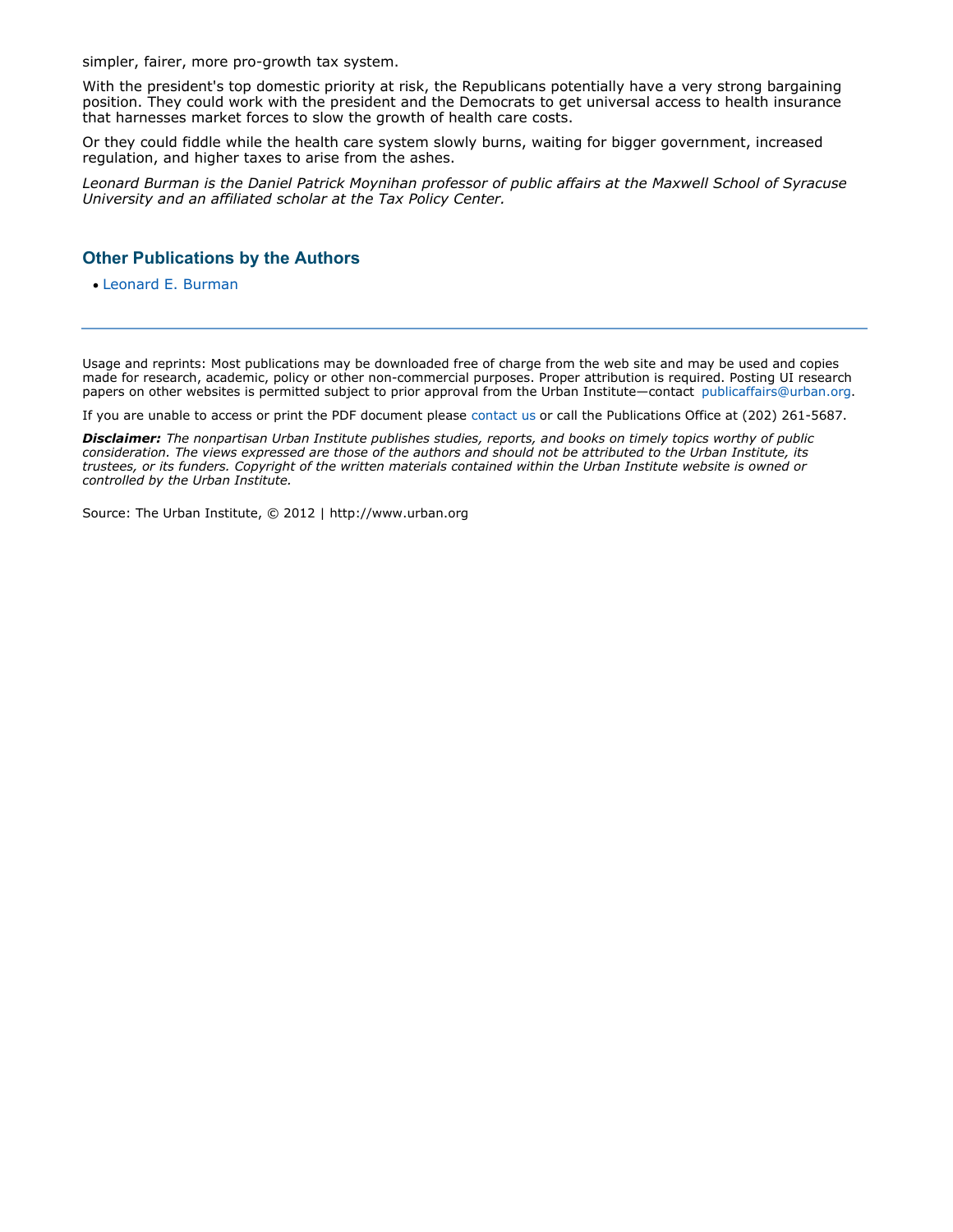simpler, fairer, more pro-growth tax system.

With the president's top domestic priority at risk, the Republicans potentially have a very strong bargaining position. They could work with the president and the Democrats to get universal access to health insurance that harnesses market forces to slow the growth of health care costs.

Or they could fiddle while the health care system slowly burns, waiting for bigger government, increased regulation, and higher taxes to arise from the ashes.

*Leonard Burman is the Daniel Patrick Moynihan professor of public affairs at the Maxwell School of Syracuse University and an affiliated scholar at the Tax Policy Center.*

## Other Publications by the Authors

- Leonard E. Burman

---

Usage and reprints: Most publications may be downloaded free of charge from the web site and may be used and copies made for research, academic, policy or other non-commercial purposes. Proper attribution is required. Posting UI research papers on other websites is permitted subject to prior approval from the Urban Institute—contact publicaffairs@urban.org.

If you are unable to access or print the PDF document please contact us or call the Publications Office at (202) 261-5687.

***Disclaimer:*** *The nonpartisan Urban Institute publishes studies, reports, and books on timely topics worthy of public consideration. The views expressed are those of the authors and should not be attributed to the Urban Institute, its trustees, or its funders. Copyright of the written materials contained within the Urban Institute website is owned or controlled by the Urban Institute.*

Source: The Urban Institute, © 2012 | http://www.urban.org